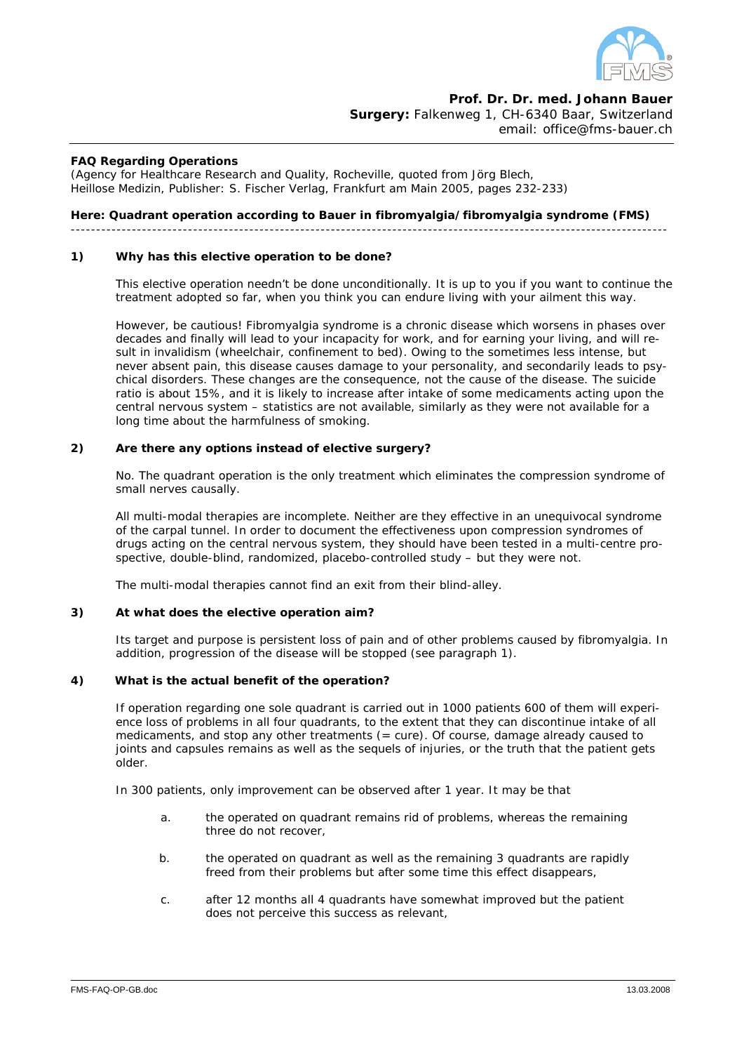**Prof. Dr. Dr. med. Johann Bauer**
**Surgery:** Falkenweg 1, CH-6340 Baar, Switzerland
email: office@fms-bauer.ch

---

**FAQ Regarding Operations**
(Agency for Healthcare Research and Quality, Rocheville, quoted from Jörg Blech, Heillose Medizin, Publisher: S. Fischer Verlag, Frankfurt am Main 2005, pages 232-233)

**Here: Quadrant operation according to Bauer in fibromyalgia/fibromyalgia syndrome (FMS)**

---

**1) Why has this elective operation to be done?**

This elective operation needn't be done unconditionally. It is up to you if you want to continue the treatment adopted so far, when you think you can endure living with your ailment this way.

However, be cautious! Fibromyalgia syndrome is a chronic disease which worsens in phases over decades and finally will lead to your incapacity for work, and for earning your living, and will result in invalidism (wheelchair, confinement to bed). Owing to the sometimes less intense, but never absent pain, this disease causes damage to your personality, and secondarily leads to psychical disorders. These changes are the consequence, not the cause of the disease. The suicide ratio is about 15%, and it is likely to increase after intake of some medicaments acting upon the central nervous system – statistics are not available, similarly as they were not available for a long time about the harmfulness of smoking.

**2) Are there any options instead of elective surgery?**

No. The quadrant operation is the only treatment which eliminates the compression syndrome of small nerves causally.

All multi-modal therapies are incomplete. Neither are they effective in an unequivocal syndrome of the carpal tunnel. In order to document the effectiveness upon compression syndromes of drugs acting on the central nervous system, they should have been tested in a multi-centre prospective, double-blind, randomized, placebo-controlled study – but they were not.

The multi-modal therapies cannot find an exit from their blind-alley.

**3) At what does the elective operation aim?**

Its target and purpose is persistent loss of pain and of other problems caused by fibromyalgia. In addition, progression of the disease will be stopped (see paragraph 1).

**4) What is the actual benefit of the operation?**

If operation regarding one sole quadrant is carried out in 1000 patients 600 of them will experience loss of problems in all four quadrants, to the extent that they can discontinue intake of all medicaments, and stop any other treatments (= cure). Of course, damage already caused to joints and capsules remains as well as the sequels of injuries, or the truth that the patient gets older.

In 300 patients, only improvement can be observed after 1 year. It may be that

a. the operated on quadrant remains rid of problems, whereas the remaining three do not recover,

b. the operated on quadrant as well as the remaining 3 quadrants are rapidly freed from their problems but after some time this effect disappears,

c. after 12 months all 4 quadrants have somewhat improved but the patient does not perceive this success as relevant,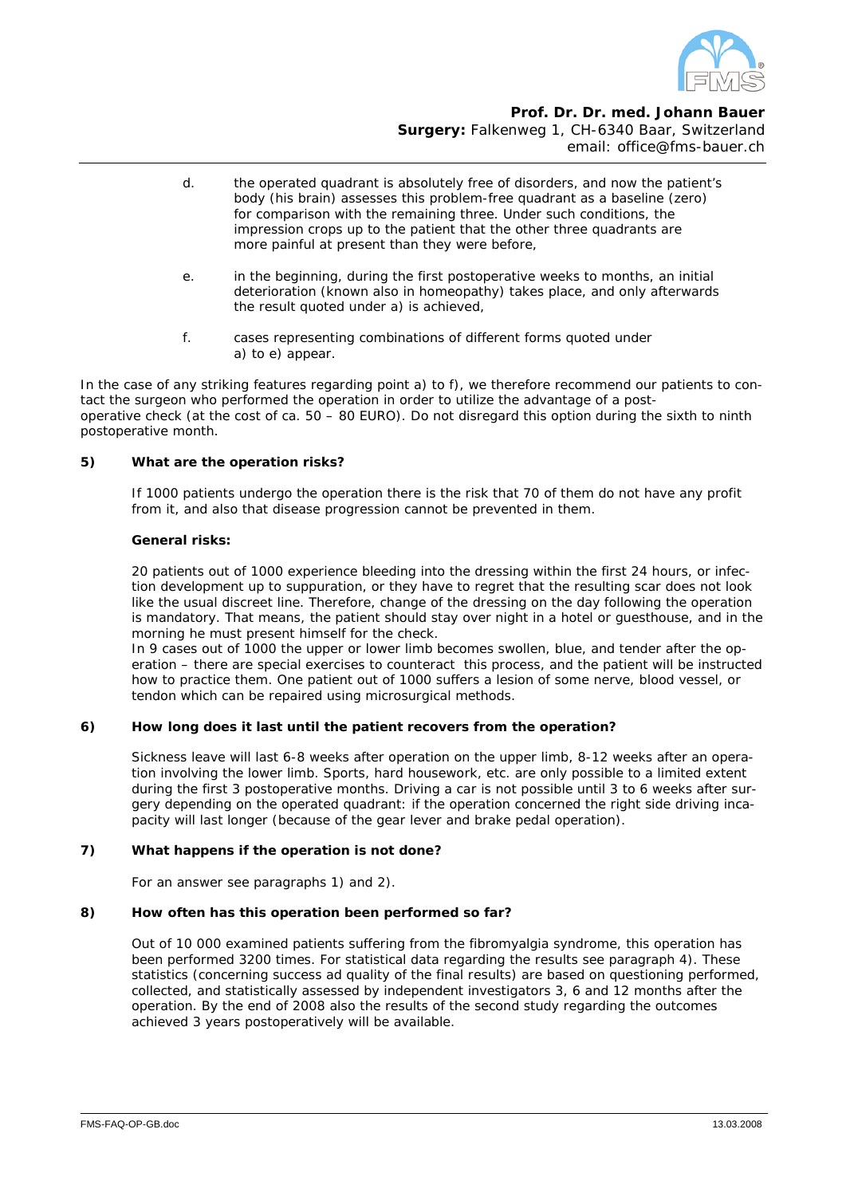d. the operated quadrant is absolutely free of disorders, and now the patient's body (his brain) assesses this problem-free quadrant as a baseline (zero) for comparison with the remaining three. Under such conditions, the impression crops up to the patient that the other three quadrants are more painful at present than they were before,

e. in the beginning, during the first postoperative weeks to months, an initial deterioration (known also in homeopathy) takes place, and only afterwards the result quoted under a) is achieved,

f. cases representing combinations of different forms quoted under a) to e) appear.

In the case of any striking features regarding point a) to f), we therefore recommend our patients to contact the surgeon who performed the operation in order to utilize the advantage of a post-operative check (at the cost of ca. 50 – 80 EURO). Do not disregard this option during the sixth to ninth postoperative month.

### 5) What are the operation risks?

If 1000 patients undergo the operation there is the risk that 70 of them do not have any profit from it, and also that disease progression cannot be prevented in them.

**General risks:**

20 patients out of 1000 experience bleeding into the dressing within the first 24 hours, or infection development up to suppuration, or they have to regret that the resulting scar does not look like the usual discreet line. Therefore, change of the dressing on the day following the operation is mandatory. That means, the patient should stay over night in a hotel or guesthouse, and in the morning he must present himself for the check.
In 9 cases out of 1000 the upper or lower limb becomes swollen, blue, and tender after the operation – there are special exercises to counteract this process, and the patient will be instructed how to practice them. One patient out of 1000 suffers a lesion of some nerve, blood vessel, or tendon which can be repaired using microsurgical methods.

### 6) How long does it last until the patient recovers from the operation?

Sickness leave will last 6-8 weeks after operation on the upper limb, 8-12 weeks after an operation involving the lower limb. Sports, hard housework, etc. are only possible to a limited extent during the first 3 postoperative months. Driving a car is not possible until 3 to 6 weeks after surgery depending on the operated quadrant: if the operation concerned the right side driving incapacity will last longer (because of the gear lever and brake pedal operation).

### 7) What happens if the operation is not done?

For an answer see paragraphs 1) and 2).

### 8) How often has this operation been performed so far?

Out of 10 000 examined patients suffering from the fibromyalgia syndrome, this operation has been performed 3200 times. For statistical data regarding the results see paragraph 4). These statistics (concerning success ad quality of the final results) are based on questioning performed, collected, and statistically assessed by independent investigators 3, 6 and 12 months after the operation. By the end of 2008 also the results of the second study regarding the outcomes achieved 3 years postoperatively will be available.